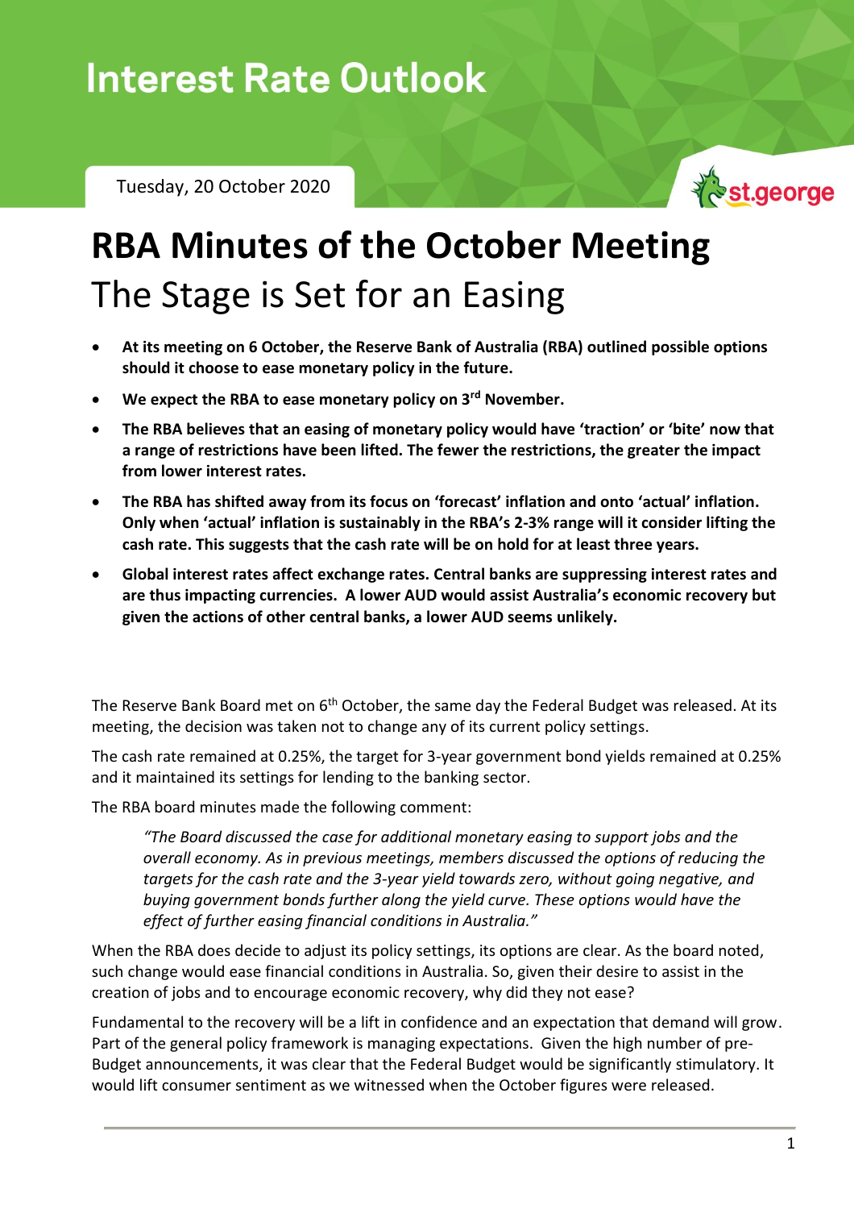# Interest Rate Outlook

Tuesday, 20 October 2020

# RBA Minutes of the October Meeting

## The Stage is Set for an Easing

- **At its meeting on 6 October, the Reserve Bank of Australia (RBA) outlined possible options should it choose to ease monetary policy in the future.**
- **We expect the RBA to ease monetary policy on 3rd November.**
- **The RBA believes that an easing of monetary policy would have 'traction' or 'bite' now that a range of restrictions have been lifted. The fewer the restrictions, the greater the impact from lower interest rates.**
- **The RBA has shifted away from its focus on 'forecast' inflation and onto 'actual' inflation. Only when 'actual' inflation is sustainably in the RBA's 2-3% range will it consider lifting the cash rate. This suggests that the cash rate will be on hold for at least three years.**
- **Global interest rates affect exchange rates. Central banks are suppressing interest rates and are thus impacting currencies. A lower AUD would assist Australia's economic recovery but given the actions of other central banks, a lower AUD seems unlikely.**

The Reserve Bank Board met on 6th October, the same day the Federal Budget was released. At its meeting, the decision was taken not to change any of its current policy settings.

The cash rate remained at 0.25%, the target for 3-year government bond yields remained at 0.25% and it maintained its settings for lending to the banking sector.

The RBA board minutes made the following comment:

> *"The Board discussed the case for additional monetary easing to support jobs and the overall economy. As in previous meetings, members discussed the options of reducing the targets for the cash rate and the 3-year yield towards zero, without going negative, and buying government bonds further along the yield curve. These options would have the effect of further easing financial conditions in Australia."*

When the RBA does decide to adjust its policy settings, its options are clear. As the board noted, such change would ease financial conditions in Australia. So, given their desire to assist in the creation of jobs and to encourage economic recovery, why did they not ease?

Fundamental to the recovery will be a lift in confidence and an expectation that demand will grow. Part of the general policy framework is managing expectations. Given the high number of pre-Budget announcements, it was clear that the Federal Budget would be significantly stimulatory. It would lift consumer sentiment as we witnessed when the October figures were released.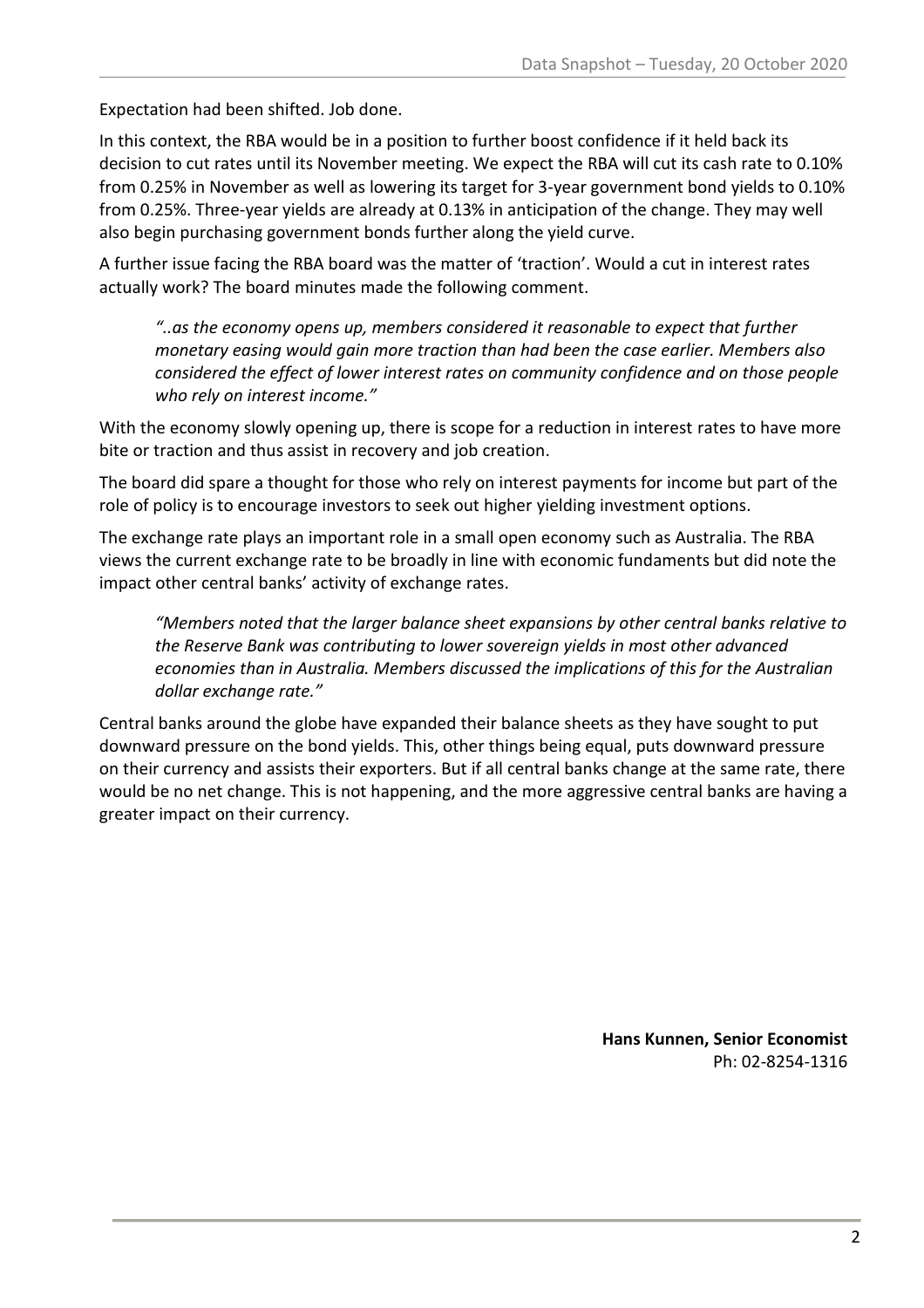Expectation had been shifted. Job done.

In this context, the RBA would be in a position to further boost confidence if it held back its decision to cut rates until its November meeting. We expect the RBA will cut its cash rate to 0.10% from 0.25% in November as well as lowering its target for 3-year government bond yields to 0.10% from 0.25%. Three-year yields are already at 0.13% in anticipation of the change. They may well also begin purchasing government bonds further along the yield curve.

A further issue facing the RBA board was the matter of 'traction'. Would a cut in interest rates actually work? The board minutes made the following comment.

> *"..as the economy opens up, members considered it reasonable to expect that further monetary easing would gain more traction than had been the case earlier. Members also considered the effect of lower interest rates on community confidence and on those people who rely on interest income."*

With the economy slowly opening up, there is scope for a reduction in interest rates to have more bite or traction and thus assist in recovery and job creation.

The board did spare a thought for those who rely on interest payments for income but part of the role of policy is to encourage investors to seek out higher yielding investment options.

The exchange rate plays an important role in a small open economy such as Australia. The RBA views the current exchange rate to be broadly in line with economic fundaments but did note the impact other central banks' activity of exchange rates.

> *"Members noted that the larger balance sheet expansions by other central banks relative to the Reserve Bank was contributing to lower sovereign yields in most other advanced economies than in Australia. Members discussed the implications of this for the Australian dollar exchange rate."*

Central banks around the globe have expanded their balance sheets as they have sought to put downward pressure on the bond yields. This, other things being equal, puts downward pressure on their currency and assists their exporters. But if all central banks change at the same rate, there would be no net change. This is not happening, and the more aggressive central banks are having a greater impact on their currency.

**Hans Kunnen, Senior Economist**
Ph: 02-8254-1316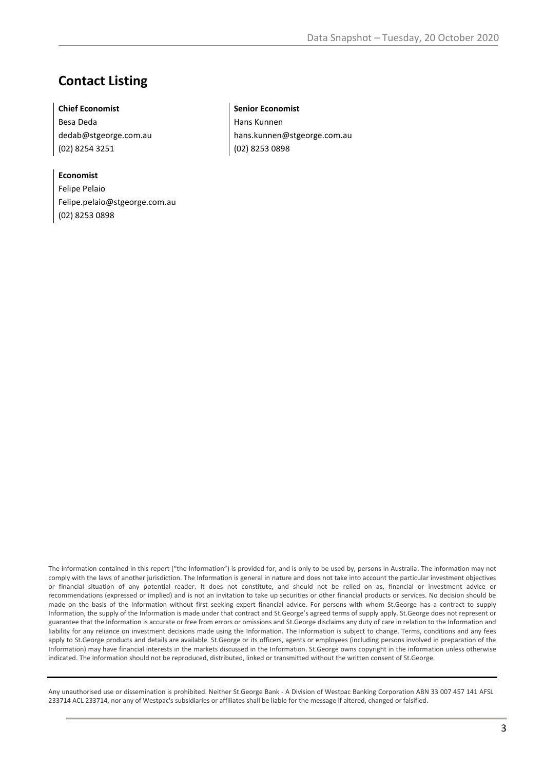## Contact Listing

**Chief Economist**
Besa Deda
dedab@stgeorge.com.au
(02) 8254 3251

**Senior Economist**
Hans Kunnen
hans.kunnen@stgeorge.com.au
(02) 8253 0898

**Economist**
Felipe Pelaio
Felipe.pelaio@stgeorge.com.au
(02) 8253 0898

The information contained in this report ("the Information") is provided for, and is only to be used by, persons in Australia. The information may not comply with the laws of another jurisdiction. The Information is general in nature and does not take into account the particular investment objectives or financial situation of any potential reader. It does not constitute, and should not be relied on as, financial or investment advice or recommendations (expressed or implied) and is not an invitation to take up securities or other financial products or services. No decision should be made on the basis of the Information without first seeking expert financial advice. For persons with whom St.George has a contract to supply Information, the supply of the Information is made under that contract and St.George's agreed terms of supply apply. St.George does not represent or guarantee that the Information is accurate or free from errors or omissions and St.George disclaims any duty of care in relation to the Information and liability for any reliance on investment decisions made using the Information. The Information is subject to change. Terms, conditions and any fees apply to St.George products and details are available. St.George or its officers, agents or employees (including persons involved in preparation of the Information) may have financial interests in the markets discussed in the Information. St.George owns copyright in the information unless otherwise indicated. The Information should not be reproduced, distributed, linked or transmitted without the written consent of St.George.

Any unauthorised use or dissemination is prohibited. Neither St.George Bank - A Division of Westpac Banking Corporation ABN 33 007 457 141 AFSL 233714 ACL 233714, nor any of Westpac's subsidiaries or affiliates shall be liable for the message if altered, changed or falsified.